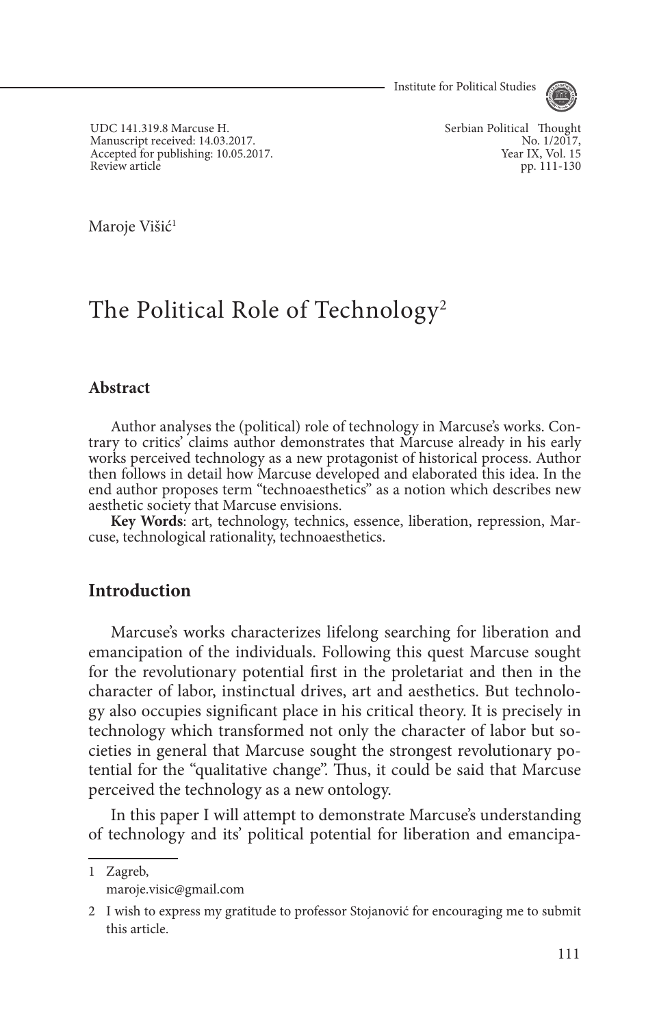UDC 141.319.8 Marcuse H.
Manuscript received: 14.03.2017.
Accepted for publishing: 10.05.2017.
Review article

Maroje Višić[1]

# The Political Role of Technology[2]

### Abstract

Author analyses the (political) role of technology in Marcuse's works. Contrary to critics' claims author demonstrates that Marcuse already in his early works perceived technology as a new protagonist of historical process. Author then follows in detail how Marcuse developed and elaborated this idea. In the end author proposes term "technoaesthetics" as a notion which describes new aesthetic society that Marcuse envisions.

**Key Words**: art, technology, technics, essence, liberation, repression, Marcuse, technological rationality, technoaesthetics.

## Introduction

Marcuse's works characterizes lifelong searching for liberation and emancipation of the individuals. Following this quest Marcuse sought for the revolutionary potential first in the proletariat and then in the character of labor, instinctual drives, art and aesthetics. But technology also occupies significant place in his critical theory. It is precisely in technology which transformed not only the character of labor but societies in general that Marcuse sought the strongest revolutionary potential for the "qualitative change". Thus, it could be said that Marcuse perceived the technology as a new ontology.

In this paper I will attempt to demonstrate Marcuse's understanding of technology and its' political potential for liberation and emancipa-

---

1 Zagreb,
maroje.visic@gmail.com

2 I wish to express my gratitude to professor Stojanović for encouraging me to submit this article.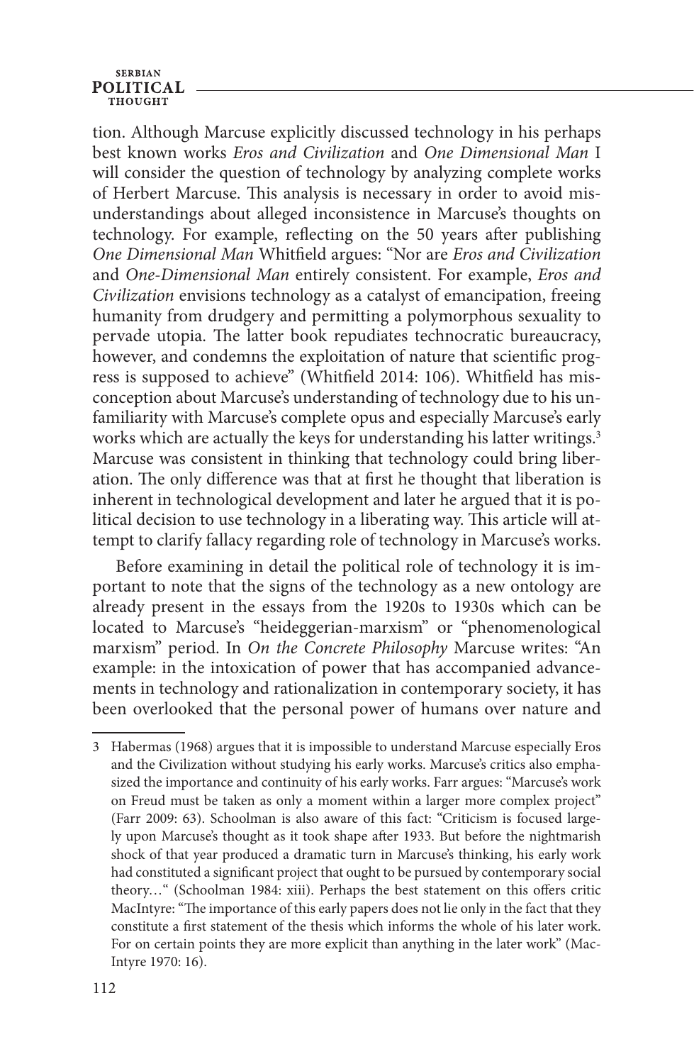tion. Although Marcuse explicitly discussed technology in his perhaps best known works *Eros and Civilization* and *One Dimensional Man* I will consider the question of technology by analyzing complete works of Herbert Marcuse. This analysis is necessary in order to avoid misunderstandings about alleged inconsistence in Marcuse's thoughts on technology. For example, reflecting on the 50 years after publishing *One Dimensional Man* Whitfield argues: "Nor are *Eros and Civilization* and *One-Dimensional Man* entirely consistent. For example, *Eros and Civilization* envisions technology as a catalyst of emancipation, freeing humanity from drudgery and permitting a polymorphous sexuality to pervade utopia. The latter book repudiates technocratic bureaucracy, however, and condemns the exploitation of nature that scientific progress is supposed to achieve" (Whitfield 2014: 106). Whitfield has misconception about Marcuse's understanding of technology due to his unfamiliarity with Marcuse's complete opus and especially Marcuse's early works which are actually the keys for understanding his latter writings.[3] Marcuse was consistent in thinking that technology could bring liberation. The only difference was that at first he thought that liberation is inherent in technological development and later he argued that it is political decision to use technology in a liberating way. This article will attempt to clarify fallacy regarding role of technology in Marcuse's works.

Before examining in detail the political role of technology it is important to note that the signs of the technology as a new ontology are already present in the essays from the 1920s to 1930s which can be located to Marcuse's "heideggerian-marxism" or "phenomenological marxism" period. In *On the Concrete Philosophy* Marcuse writes: "An example: in the intoxication of power that has accompanied advancements in technology and rationalization in contemporary society, it has been overlooked that the personal power of humans over nature and

---

3 Habermas (1968) argues that it is impossible to understand Marcuse especially Eros and the Civilization without studying his early works. Marcuse's critics also emphasized the importance and continuity of his early works. Farr argues: "Marcuse's work on Freud must be taken as only a moment within a larger more complex project" (Farr 2009: 63). Schoolman is also aware of this fact: "Criticism is focused largely upon Marcuse's thought as it took shape after 1933. But before the nightmarish shock of that year produced a dramatic turn in Marcuse's thinking, his early work had constituted a significant project that ought to be pursued by contemporary social theory…" (Schoolman 1984: xiii). Perhaps the best statement on this offers critic MacIntyre: "The importance of this early papers does not lie only in the fact that they constitute a first statement of the thesis which informs the whole of his later work. For on certain points they are more explicit than anything in the later work" (MacIntyre 1970: 16).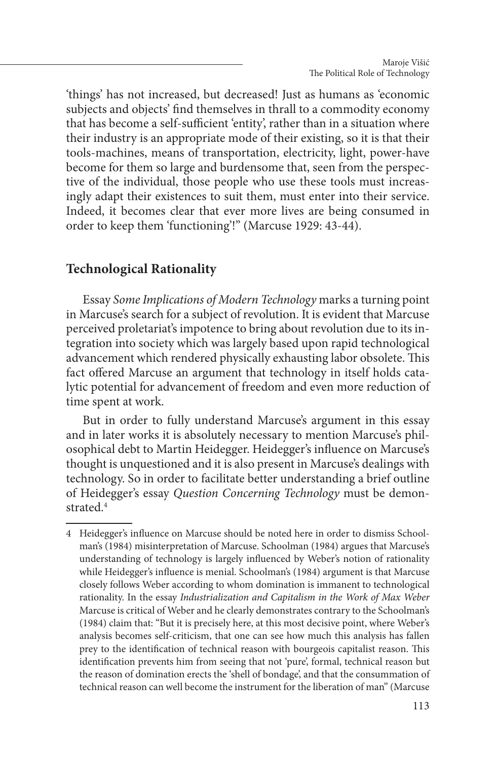'things' has not increased, but decreased! Just as humans as 'economic subjects and objects' find themselves in thrall to a commodity economy that has become a self-sufficient 'entity', rather than in a situation where their industry is an appropriate mode of their existing, so it is that their tools-machines, means of transportation, electricity, light, power-have become for them so large and burdensome that, seen from the perspective of the individual, those people who use these tools must increasingly adapt their existences to suit them, must enter into their service. Indeed, it becomes clear that ever more lives are being consumed in order to keep them 'functioning'!" (Marcuse 1929: 43-44).

## Technological Rationality

Essay *Some Implications of Modern Technology* marks a turning point in Marcuse's search for a subject of revolution. It is evident that Marcuse perceived proletariat's impotence to bring about revolution due to its integration into society which was largely based upon rapid technological advancement which rendered physically exhausting labor obsolete. This fact offered Marcuse an argument that technology in itself holds catalytic potential for advancement of freedom and even more reduction of time spent at work.

But in order to fully understand Marcuse's argument in this essay and in later works it is absolutely necessary to mention Marcuse's philosophical debt to Martin Heidegger. Heidegger's influence on Marcuse's thought is unquestioned and it is also present in Marcuse's dealings with technology. So in order to facilitate better understanding a brief outline of Heidegger's essay *Question Concerning Technology* must be demonstrated.[4]

---

4 Heidegger's influence on Marcuse should be noted here in order to dismiss Schoolman's (1984) misinterpretation of Marcuse. Schoolman (1984) argues that Marcuse's understanding of technology is largely influenced by Weber's notion of rationality while Heidegger's influence is menial. Schoolman's (1984) argument is that Marcuse closely follows Weber according to whom domination is immanent to technological rationality. In the essay *Industrialization and Capitalism in the Work of Max Weber* Marcuse is critical of Weber and he clearly demonstrates contrary to the Schoolman's (1984) claim that: "But it is precisely here, at this most decisive point, where Weber's analysis becomes self-criticism, that one can see how much this analysis has fallen prey to the identification of technical reason with bourgeois capitalist reason. This identification prevents him from seeing that not 'pure', formal, technical reason but the reason of domination erects the 'shell of bondage', and that the consummation of technical reason can well become the instrument for the liberation of man" (Marcuse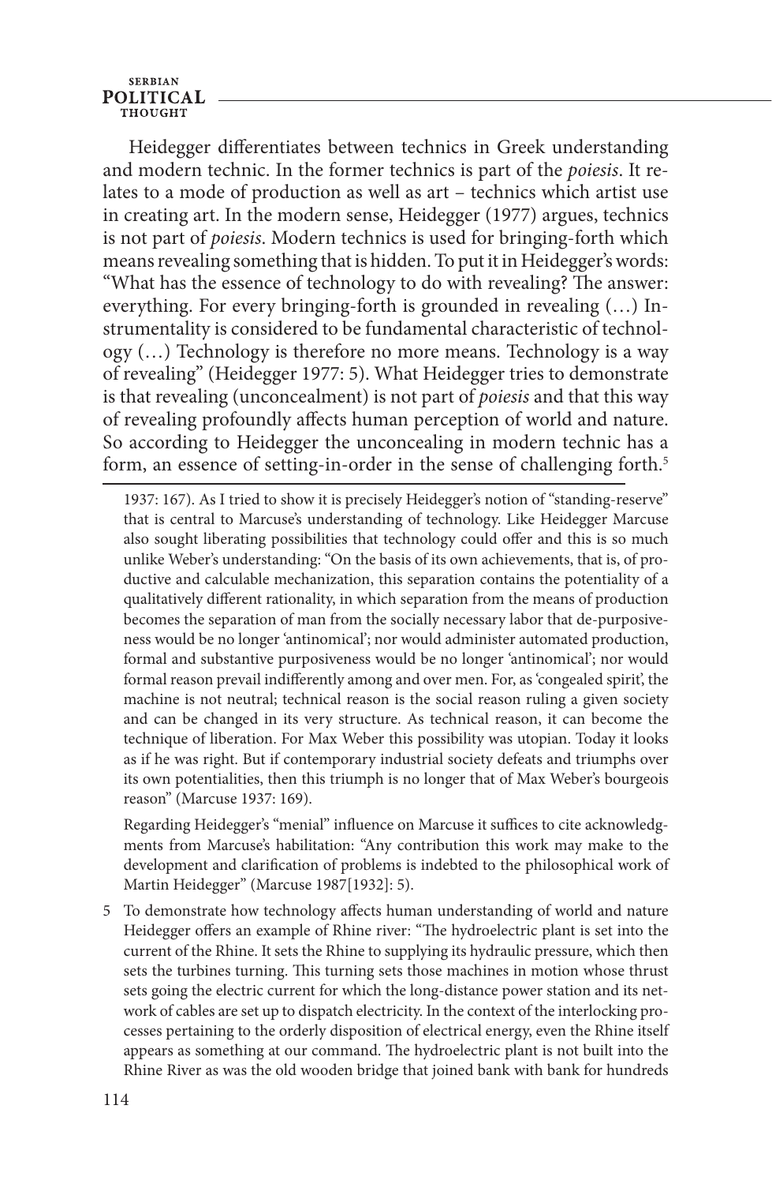Heidegger differentiates between technics in Greek understanding and modern technic. In the former technics is part of the *poiesis*. It relates to a mode of production as well as art – technics which artist use in creating art. In the modern sense, Heidegger (1977) argues, technics is not part of *poiesis*. Modern technics is used for bringing-forth which means revealing something that is hidden. To put it in Heidegger's words: "What has the essence of technology to do with revealing? The answer: everything. For every bringing-forth is grounded in revealing (…) Instrumentality is considered to be fundamental characteristic of technology (…) Technology is therefore no more means. Technology is a way of revealing" (Heidegger 1977: 5). What Heidegger tries to demonstrate is that revealing (unconcealment) is not part of *poiesis* and that this way of revealing profoundly affects human perception of world and nature. So according to Heidegger the unconcealing in modern technic has a form, an essence of setting-in-order in the sense of challenging forth.[5]

---

1937: 167). As I tried to show it is precisely Heidegger's notion of "standing-reserve" that is central to Marcuse's understanding of technology. Like Heidegger Marcuse also sought liberating possibilities that technology could offer and this is so much unlike Weber's understanding: "On the basis of its own achievements, that is, of productive and calculable mechanization, this separation contains the potentiality of a qualitatively different rationality, in which separation from the means of production becomes the separation of man from the socially necessary labor that de-purposiveness would be no longer 'antinomical'; nor would administer automated production, formal and substantive purposiveness would be no longer 'antinomical'; nor would formal reason prevail indifferently among and over men. For, as 'congealed spirit', the machine is not neutral; technical reason is the social reason ruling a given society and can be changed in its very structure. As technical reason, it can become the technique of liberation. For Max Weber this possibility was utopian. Today it looks as if he was right. But if contemporary industrial society defeats and triumphs over its own potentialities, then this triumph is no longer that of Max Weber's bourgeois reason" (Marcuse 1937: 169).

Regarding Heidegger's "menial" influence on Marcuse it suffices to cite acknowledgments from Marcuse's habilitation: "Any contribution this work may make to the development and clarification of problems is indebted to the philosophical work of Martin Heidegger" (Marcuse 1987[1932]: 5).

5 To demonstrate how technology affects human understanding of world and nature Heidegger offers an example of Rhine river: "The hydroelectric plant is set into the current of the Rhine. It sets the Rhine to supplying its hydraulic pressure, which then sets the turbines turning. This turning sets those machines in motion whose thrust sets going the electric current for which the long-distance power station and its network of cables are set up to dispatch electricity. In the context of the interlocking processes pertaining to the orderly disposition of electrical energy, even the Rhine itself appears as something at our command. The hydroelectric plant is not built into the Rhine River as was the old wooden bridge that joined bank with bank for hundreds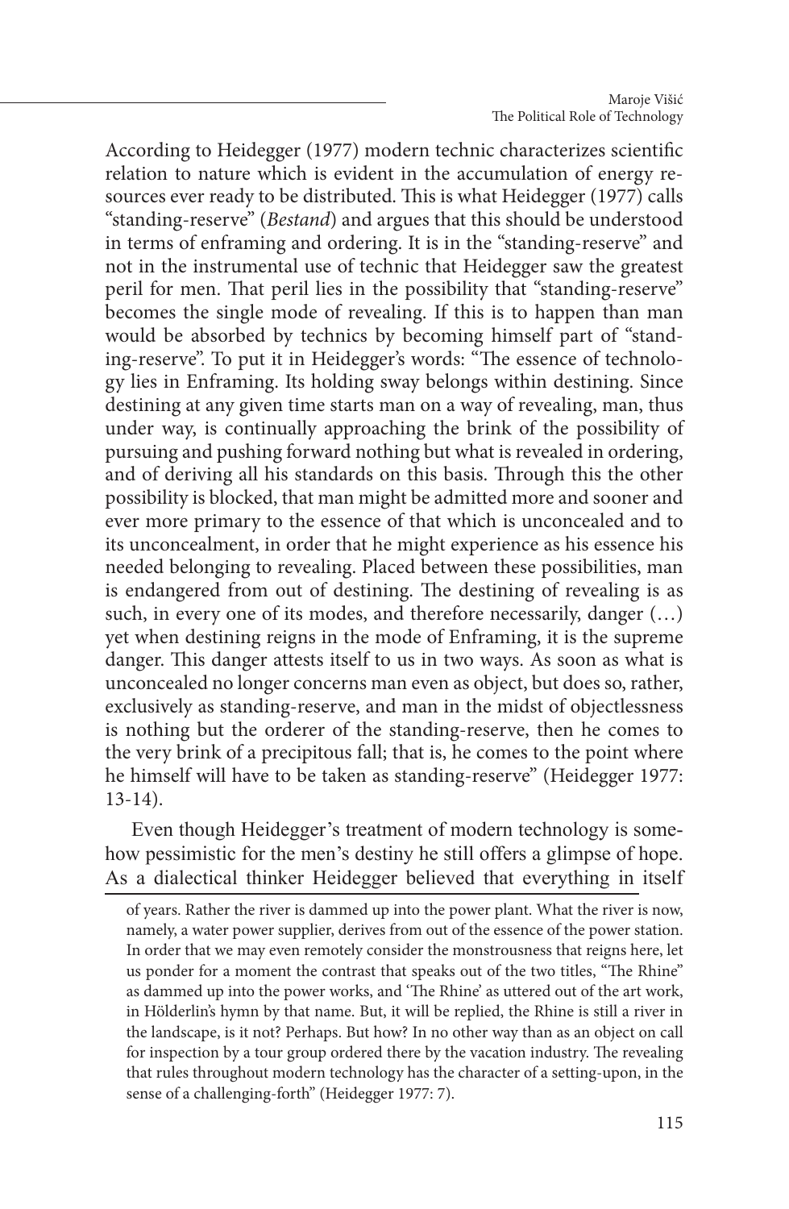According to Heidegger (1977) modern technic characterizes scientific relation to nature which is evident in the accumulation of energy resources ever ready to be distributed. This is what Heidegger (1977) calls "standing-reserve" (*Bestand*) and argues that this should be understood in terms of enframing and ordering. It is in the "standing-reserve" and not in the instrumental use of technic that Heidegger saw the greatest peril for men. That peril lies in the possibility that "standing-reserve" becomes the single mode of revealing. If this is to happen than man would be absorbed by technics by becoming himself part of "standing-reserve". To put it in Heidegger's words: "The essence of technology lies in Enframing. Its holding sway belongs within destining. Since destining at any given time starts man on a way of revealing, man, thus under way, is continually approaching the brink of the possibility of pursuing and pushing forward nothing but what is revealed in ordering, and of deriving all his standards on this basis. Through this the other possibility is blocked, that man might be admitted more and sooner and ever more primary to the essence of that which is unconcealed and to its unconcealment, in order that he might experience as his essence his needed belonging to revealing. Placed between these possibilities, man is endangered from out of destining. The destining of revealing is as such, in every one of its modes, and therefore necessarily, danger (…) yet when destining reigns in the mode of Enframing, it is the supreme danger. This danger attests itself to us in two ways. As soon as what is unconcealed no longer concerns man even as object, but does so, rather, exclusively as standing-reserve, and man in the midst of objectlessness is nothing but the orderer of the standing-reserve, then he comes to the very brink of a precipitous fall; that is, he comes to the point where he himself will have to be taken as standing-reserve" (Heidegger 1977: 13-14).

Even though Heidegger's treatment of modern technology is somehow pessimistic for the men's destiny he still offers a glimpse of hope. As a dialectical thinker Heidegger believed that everything in itself

of years. Rather the river is dammed up into the power plant. What the river is now, namely, a water power supplier, derives from out of the essence of the power station. In order that we may even remotely consider the monstrousness that reigns here, let us ponder for a moment the contrast that speaks out of the two titles, "The Rhine" as dammed up into the power works, and 'The Rhine' as uttered out of the art work, in Hölderlin's hymn by that name. But, it will be replied, the Rhine is still a river in the landscape, is it not? Perhaps. But how? In no other way than as an object on call for inspection by a tour group ordered there by the vacation industry. The revealing that rules throughout modern technology has the character of a setting-upon, in the sense of a challenging-forth" (Heidegger 1977: 7).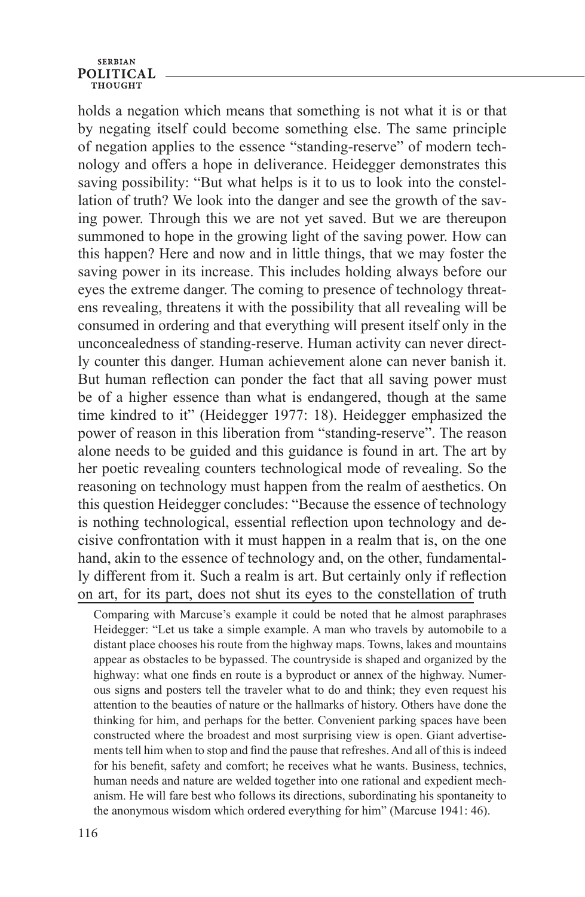holds a negation which means that something is not what it is or that by negating itself could become something else. The same principle of negation applies to the essence "standing-reserve" of modern technology and offers a hope in deliverance. Heidegger demonstrates this saving possibility: "But what helps is it to us to look into the constellation of truth? We look into the danger and see the growth of the saving power. Through this we are not yet saved. But we are thereupon summoned to hope in the growing light of the saving power. How can this happen? Here and now and in little things, that we may foster the saving power in its increase. This includes holding always before our eyes the extreme danger. The coming to presence of technology threatens revealing, threatens it with the possibility that all revealing will be consumed in ordering and that everything will present itself only in the unconcealedness of standing-reserve. Human activity can never directly counter this danger. Human achievement alone can never banish it. But human reflection can ponder the fact that all saving power must be of a higher essence than what is endangered, though at the same time kindred to it" (Heidegger 1977: 18). Heidegger emphasized the power of reason in this liberation from "standing-reserve". The reason alone needs to be guided and this guidance is found in art. The art by her poetic revealing counters technological mode of revealing. So the reasoning on technology must happen from the realm of aesthetics. On this question Heidegger concludes: "Because the essence of technology is nothing technological, essential reflection upon technology and decisive confrontation with it must happen in a realm that is, on the one hand, akin to the essence of technology and, on the other, fundamentally different from it. Such a realm is art. But certainly only if reflection on art, for its part, does not shut its eyes to the constellation of truth

Comparing with Marcuse's example it could be noted that he almost paraphrases Heidegger: "Let us take a simple example. A man who travels by automobile to a distant place chooses his route from the highway maps. Towns, lakes and mountains appear as obstacles to be bypassed. The countryside is shaped and organized by the highway: what one finds en route is a byproduct or annex of the highway. Numerous signs and posters tell the traveler what to do and think; they even request his attention to the beauties of nature or the hallmarks of history. Others have done the thinking for him, and perhaps for the better. Convenient parking spaces have been constructed where the broadest and most surprising view is open. Giant advertisements tell him when to stop and find the pause that refreshes. And all of this is indeed for his benefit, safety and comfort; he receives what he wants. Business, technics, human needs and nature are welded together into one rational and expedient mechanism. He will fare best who follows its directions, subordinating his spontaneity to the anonymous wisdom which ordered everything for him" (Marcuse 1941: 46).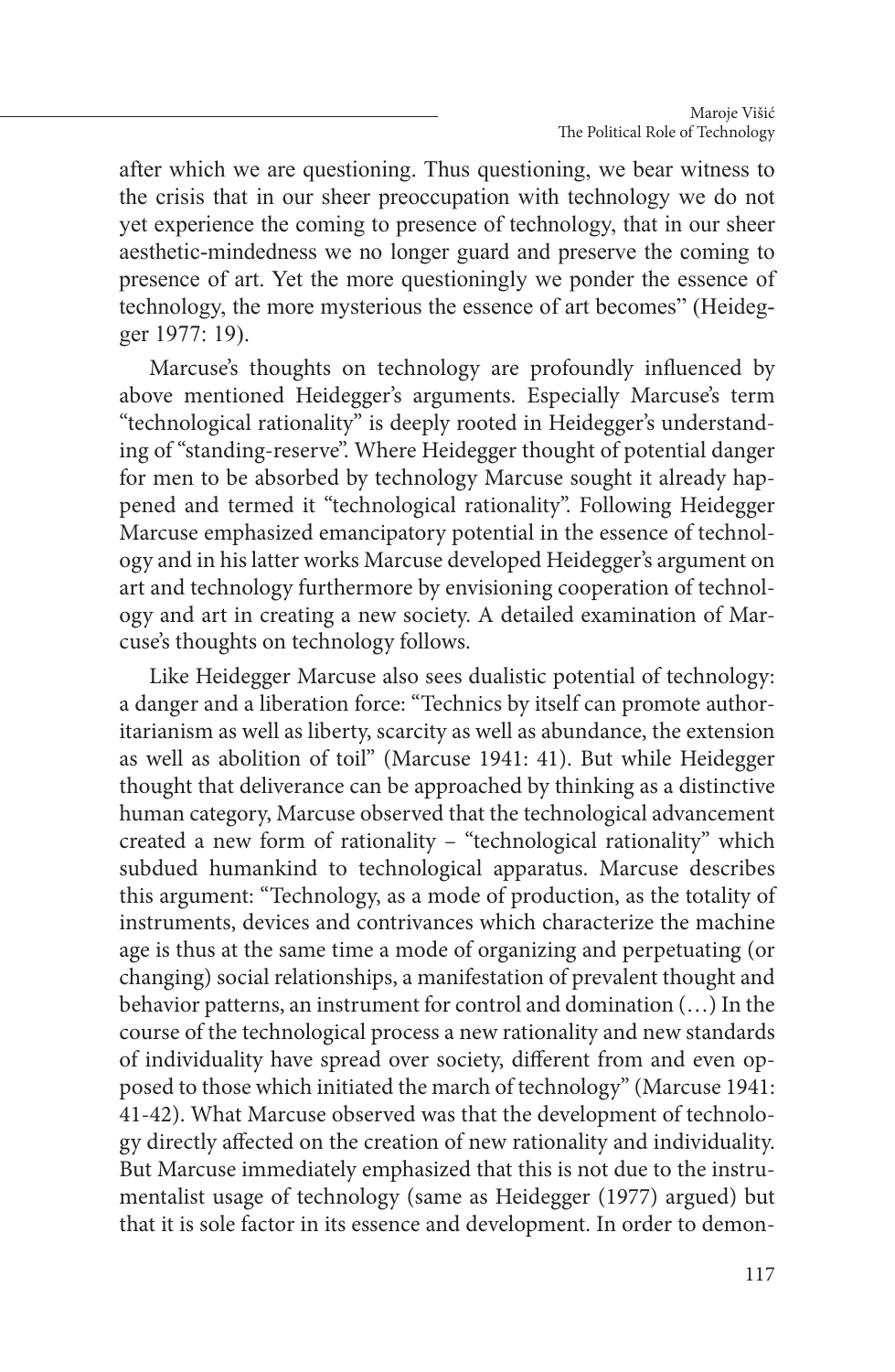after which we are questioning. Thus questioning, we bear witness to the crisis that in our sheer preoccupation with technology we do not yet experience the coming to presence of technology, that in our sheer aesthetic-mindedness we no longer guard and preserve the coming to presence of art. Yet the more questioningly we ponder the essence of technology, the more mysterious the essence of art becomes" (Heidegger 1977: 19).

Marcuse's thoughts on technology are profoundly influenced by above mentioned Heidegger's arguments. Especially Marcuse's term "technological rationality" is deeply rooted in Heidegger's understanding of "standing-reserve". Where Heidegger thought of potential danger for men to be absorbed by technology Marcuse sought it already happened and termed it "technological rationality". Following Heidegger Marcuse emphasized emancipatory potential in the essence of technology and in his latter works Marcuse developed Heidegger's argument on art and technology furthermore by envisioning cooperation of technology and art in creating a new society. A detailed examination of Marcuse's thoughts on technology follows.

Like Heidegger Marcuse also sees dualistic potential of technology: a danger and a liberation force: "Technics by itself can promote authoritarianism as well as liberty, scarcity as well as abundance, the extension as well as abolition of toil" (Marcuse 1941: 41). But while Heidegger thought that deliverance can be approached by thinking as a distinctive human category, Marcuse observed that the technological advancement created a new form of rationality – "technological rationality" which subdued humankind to technological apparatus. Marcuse describes this argument: "Technology, as a mode of production, as the totality of instruments, devices and contrivances which characterize the machine age is thus at the same time a mode of organizing and perpetuating (or changing) social relationships, a manifestation of prevalent thought and behavior patterns, an instrument for control and domination (…) In the course of the technological process a new rationality and new standards of individuality have spread over society, different from and even opposed to those which initiated the march of technology" (Marcuse 1941: 41-42). What Marcuse observed was that the development of technology directly affected on the creation of new rationality and individuality. But Marcuse immediately emphasized that this is not due to the instrumentalist usage of technology (same as Heidegger (1977) argued) but that it is sole factor in its essence and development. In order to demon-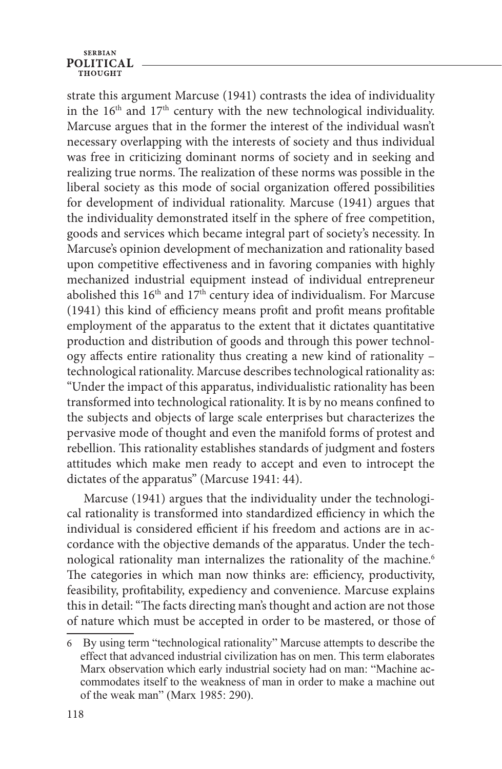strate this argument Marcuse (1941) contrasts the idea of individuality in the 16th and 17th century with the new technological individuality. Marcuse argues that in the former the interest of the individual wasn't necessary overlapping with the interests of society and thus individual was free in criticizing dominant norms of society and in seeking and realizing true norms. The realization of these norms was possible in the liberal society as this mode of social organization offered possibilities for development of individual rationality. Marcuse (1941) argues that the individuality demonstrated itself in the sphere of free competition, goods and services which became integral part of society's necessity. In Marcuse's opinion development of mechanization and rationality based upon competitive effectiveness and in favoring companies with highly mechanized industrial equipment instead of individual entrepreneur abolished this 16th and 17th century idea of individualism. For Marcuse (1941) this kind of efficiency means profit and profit means profitable employment of the apparatus to the extent that it dictates quantitative production and distribution of goods and through this power technology affects entire rationality thus creating a new kind of rationality – technological rationality. Marcuse describes technological rationality as: "Under the impact of this apparatus, individualistic rationality has been transformed into technological rationality. It is by no means confined to the subjects and objects of large scale enterprises but characterizes the pervasive mode of thought and even the manifold forms of protest and rebellion. This rationality establishes standards of judgment and fosters attitudes which make men ready to accept and even to introcept the dictates of the apparatus" (Marcuse 1941: 44).

Marcuse (1941) argues that the individuality under the technological rationality is transformed into standardized efficiency in which the individual is considered efficient if his freedom and actions are in accordance with the objective demands of the apparatus. Under the technological rationality man internalizes the rationality of the machine.[6] The categories in which man now thinks are: efficiency, productivity, feasibility, profitability, expediency and convenience. Marcuse explains this in detail: "The facts directing man's thought and action are not those of nature which must be accepted in order to be mastered, or those of

---

6 By using term "technological rationality" Marcuse attempts to describe the effect that advanced industrial civilization has on men. This term elaborates Marx observation which early industrial society had on man: "Machine accommodates itself to the weakness of man in order to make a machine out of the weak man" (Marx 1985: 290).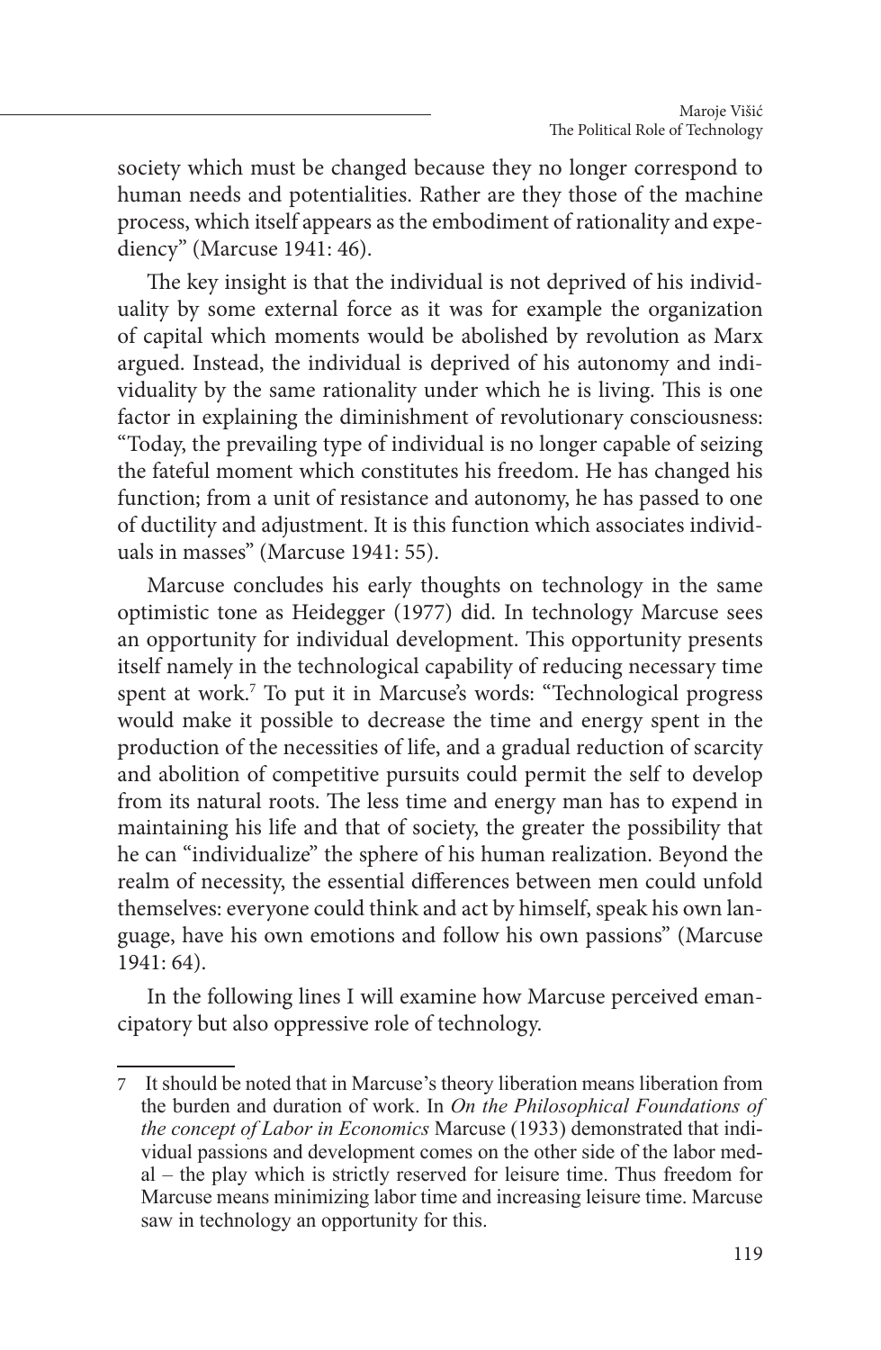society which must be changed because they no longer correspond to human needs and potentialities. Rather are they those of the machine process, which itself appears as the embodiment of rationality and expediency" (Marcuse 1941: 46).

The key insight is that the individual is not deprived of his individuality by some external force as it was for example the organization of capital which moments would be abolished by revolution as Marx argued. Instead, the individual is deprived of his autonomy and individuality by the same rationality under which he is living. This is one factor in explaining the diminishment of revolutionary consciousness: "Today, the prevailing type of individual is no longer capable of seizing the fateful moment which constitutes his freedom. He has changed his function; from a unit of resistance and autonomy, he has passed to one of ductility and adjustment. It is this function which associates individuals in masses" (Marcuse 1941: 55).

Marcuse concludes his early thoughts on technology in the same optimistic tone as Heidegger (1977) did. In technology Marcuse sees an opportunity for individual development. This opportunity presents itself namely in the technological capability of reducing necessary time spent at work.[7] To put it in Marcuse's words: "Technological progress would make it possible to decrease the time and energy spent in the production of the necessities of life, and a gradual reduction of scarcity and abolition of competitive pursuits could permit the self to develop from its natural roots. The less time and energy man has to expend in maintaining his life and that of society, the greater the possibility that he can "individualize" the sphere of his human realization. Beyond the realm of necessity, the essential differences between men could unfold themselves: everyone could think and act by himself, speak his own language, have his own emotions and follow his own passions" (Marcuse 1941: 64).

In the following lines I will examine how Marcuse perceived emancipatory but also oppressive role of technology.

---

7 It should be noted that in Marcuse's theory liberation means liberation from the burden and duration of work. In *On the Philosophical Foundations of the concept of Labor in Economics* Marcuse (1933) demonstrated that individual passions and development comes on the other side of the labor medal – the play which is strictly reserved for leisure time. Thus freedom for Marcuse means minimizing labor time and increasing leisure time. Marcuse saw in technology an opportunity for this.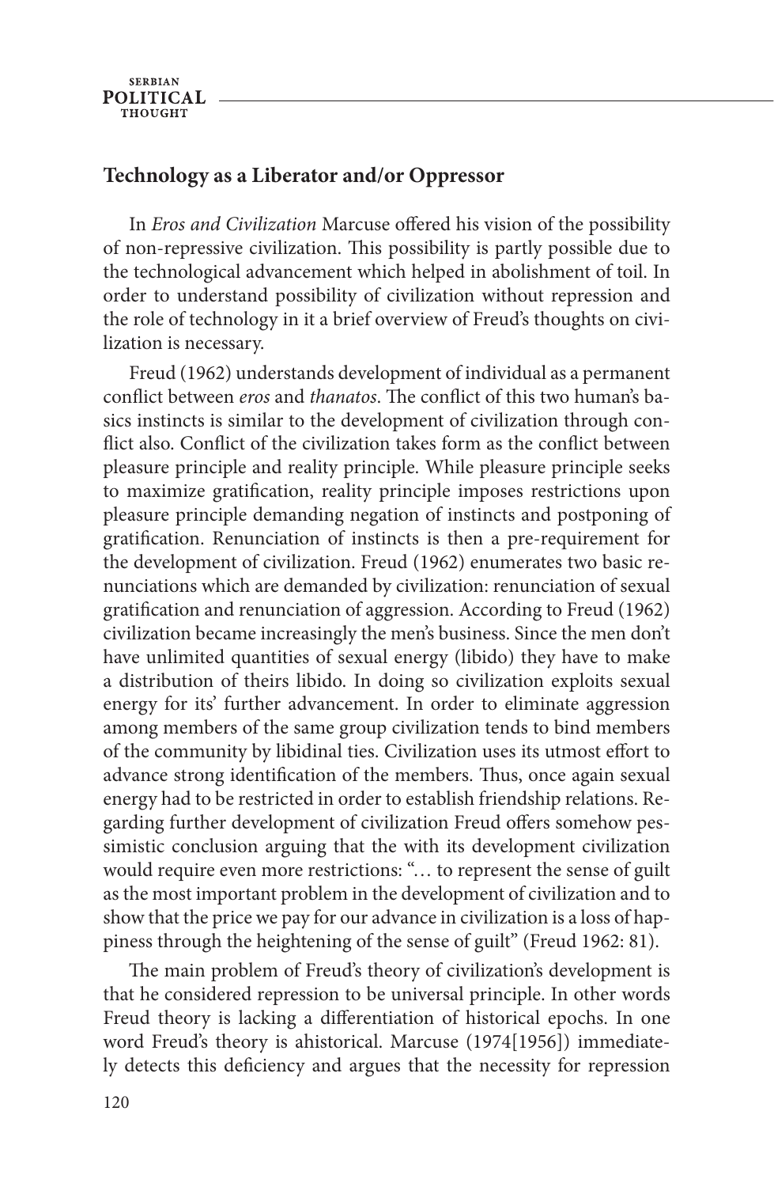## Technology as a Liberator and/or Oppressor

In *Eros and Civilization* Marcuse offered his vision of the possibility of non-repressive civilization. This possibility is partly possible due to the technological advancement which helped in abolishment of toil. In order to understand possibility of civilization without repression and the role of technology in it a brief overview of Freud's thoughts on civilization is necessary.

Freud (1962) understands development of individual as a permanent conflict between *eros* and *thanatos*. The conflict of this two human's basics instincts is similar to the development of civilization through conflict also. Conflict of the civilization takes form as the conflict between pleasure principle and reality principle. While pleasure principle seeks to maximize gratification, reality principle imposes restrictions upon pleasure principle demanding negation of instincts and postponing of gratification. Renunciation of instincts is then a pre-requirement for the development of civilization. Freud (1962) enumerates two basic renunciations which are demanded by civilization: renunciation of sexual gratification and renunciation of aggression. According to Freud (1962) civilization became increasingly the men's business. Since the men don't have unlimited quantities of sexual energy (libido) they have to make a distribution of theirs libido. In doing so civilization exploits sexual energy for its' further advancement. In order to eliminate aggression among members of the same group civilization tends to bind members of the community by libidinal ties. Civilization uses its utmost effort to advance strong identification of the members. Thus, once again sexual energy had to be restricted in order to establish friendship relations. Regarding further development of civilization Freud offers somehow pessimistic conclusion arguing that the with its development civilization would require even more restrictions: "… to represent the sense of guilt as the most important problem in the development of civilization and to show that the price we pay for our advance in civilization is a loss of happiness through the heightening of the sense of guilt" (Freud 1962: 81).

The main problem of Freud's theory of civilization's development is that he considered repression to be universal principle. In other words Freud theory is lacking a differentiation of historical epochs. In one word Freud's theory is ahistorical. Marcuse (1974[1956]) immediately detects this deficiency and argues that the necessity for repression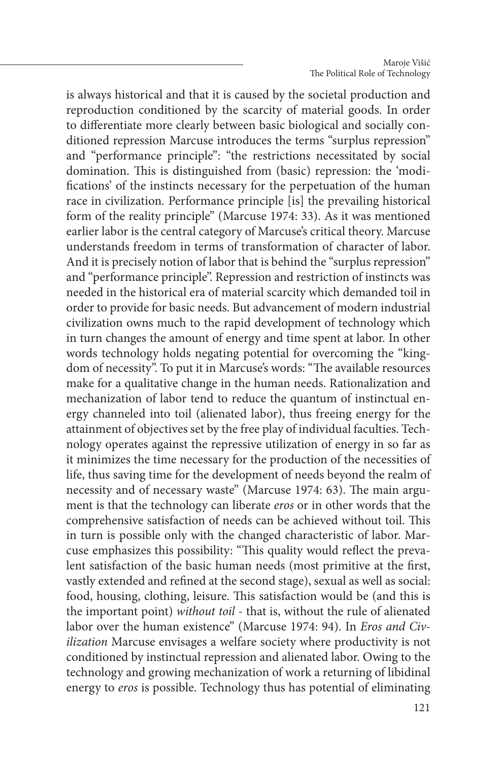is always historical and that it is caused by the societal production and reproduction conditioned by the scarcity of material goods. In order to differentiate more clearly between basic biological and socially conditioned repression Marcuse introduces the terms "surplus repression" and "performance principle": "the restrictions necessitated by social domination. This is distinguished from (basic) repression: the 'modifications' of the instincts necessary for the perpetuation of the human race in civilization. Performance principle [is] the prevailing historical form of the reality principle" (Marcuse 1974: 33). As it was mentioned earlier labor is the central category of Marcuse's critical theory. Marcuse understands freedom in terms of transformation of character of labor. And it is precisely notion of labor that is behind the "surplus repression" and "performance principle". Repression and restriction of instincts was needed in the historical era of material scarcity which demanded toil in order to provide for basic needs. But advancement of modern industrial civilization owns much to the rapid development of technology which in turn changes the amount of energy and time spent at labor. In other words technology holds negating potential for overcoming the "kingdom of necessity". To put it in Marcuse's words: "The available resources make for a qualitative change in the human needs. Rationalization and mechanization of labor tend to reduce the quantum of instinctual energy channeled into toil (alienated labor), thus freeing energy for the attainment of objectives set by the free play of individual faculties. Technology operates against the repressive utilization of energy in so far as it minimizes the time necessary for the production of the necessities of life, thus saving time for the development of needs beyond the realm of necessity and of necessary waste" (Marcuse 1974: 63). The main argument is that the technology can liberate *eros* or in other words that the comprehensive satisfaction of needs can be achieved without toil. This in turn is possible only with the changed characteristic of labor. Marcuse emphasizes this possibility: "This quality would reflect the prevalent satisfaction of the basic human needs (most primitive at the first, vastly extended and refined at the second stage), sexual as well as social: food, housing, clothing, leisure. This satisfaction would be (and this is the important point) *without toil* - that is, without the rule of alienated labor over the human existence" (Marcuse 1974: 94). In *Eros and Civilization* Marcuse envisages a welfare society where productivity is not conditioned by instinctual repression and alienated labor. Owing to the technology and growing mechanization of work a returning of libidinal energy to *eros* is possible. Technology thus has potential of eliminating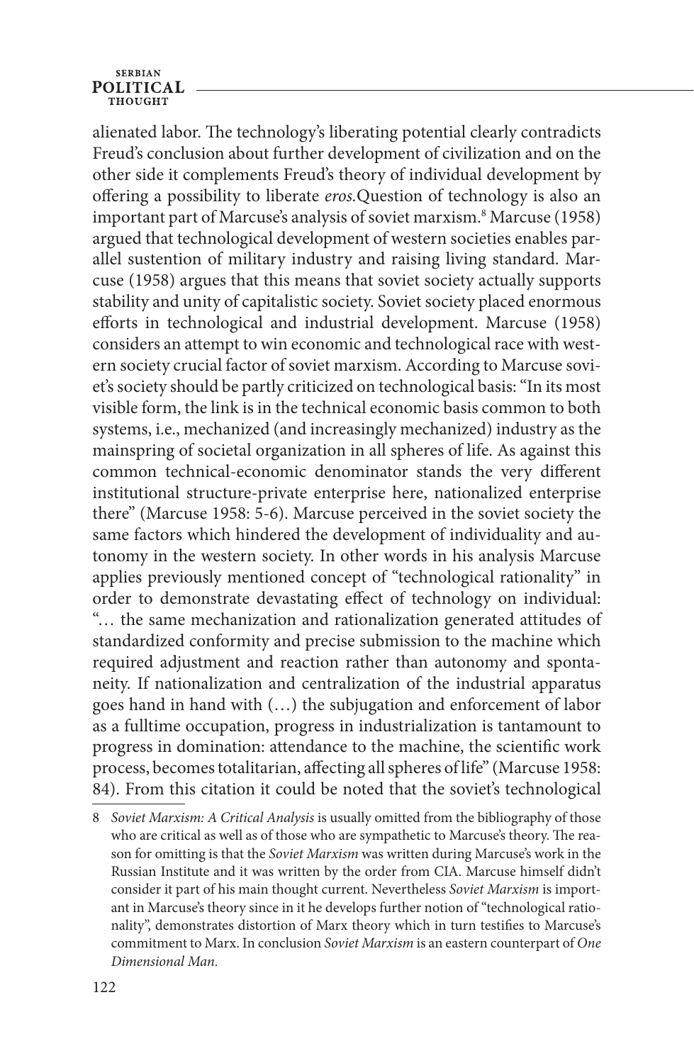alienated labor. The technology's liberating potential clearly contradicts Freud's conclusion about further development of civilization and on the other side it complements Freud's theory of individual development by offering a possibility to liberate *eros.*Question of technology is also an important part of Marcuse's analysis of soviet marxism.[8] Marcuse (1958) argued that technological development of western societies enables parallel sustention of military industry and raising living standard. Marcuse (1958) argues that this means that soviet society actually supports stability and unity of capitalistic society. Soviet society placed enormous efforts in technological and industrial development. Marcuse (1958) considers an attempt to win economic and technological race with western society crucial factor of soviet marxism. According to Marcuse soviet's society should be partly criticized on technological basis: "In its most visible form, the link is in the technical economic basis common to both systems, i.e., mechanized (and increasingly mechanized) industry as the mainspring of societal organization in all spheres of life. As against this common technical-economic denominator stands the very different institutional structure-private enterprise here, nationalized enterprise there" (Marcuse 1958: 5-6). Marcuse perceived in the soviet society the same factors which hindered the development of individuality and autonomy in the western society. In other words in his analysis Marcuse applies previously mentioned concept of "technological rationality" in order to demonstrate devastating effect of technology on individual: "… the same mechanization and rationalization generated attitudes of standardized conformity and precise submission to the machine which required adjustment and reaction rather than autonomy and spontaneity. If nationalization and centralization of the industrial apparatus goes hand in hand with (…) the subjugation and enforcement of labor as a fulltime occupation, progress in industrialization is tantamount to progress in domination: attendance to the machine, the scientific work process, becomes totalitarian, affecting all spheres of life" (Marcuse 1958: 84). From this citation it could be noted that the soviet's technological

---

8 *Soviet Marxism: A Critical Analysis* is usually omitted from the bibliography of those who are critical as well as of those who are sympathetic to Marcuse's theory. The reason for omitting is that the *Soviet Marxism* was written during Marcuse's work in the Russian Institute and it was written by the order from CIA. Marcuse himself didn't consider it part of his main thought current. Nevertheless *Soviet Marxism* is important in Marcuse's theory since in it he develops further notion of "technological rationality", demonstrates distortion of Marx theory which in turn testifies to Marcuse's commitment to Marx. In conclusion *Soviet Marxism* is an eastern counterpart of *One Dimensional Man.*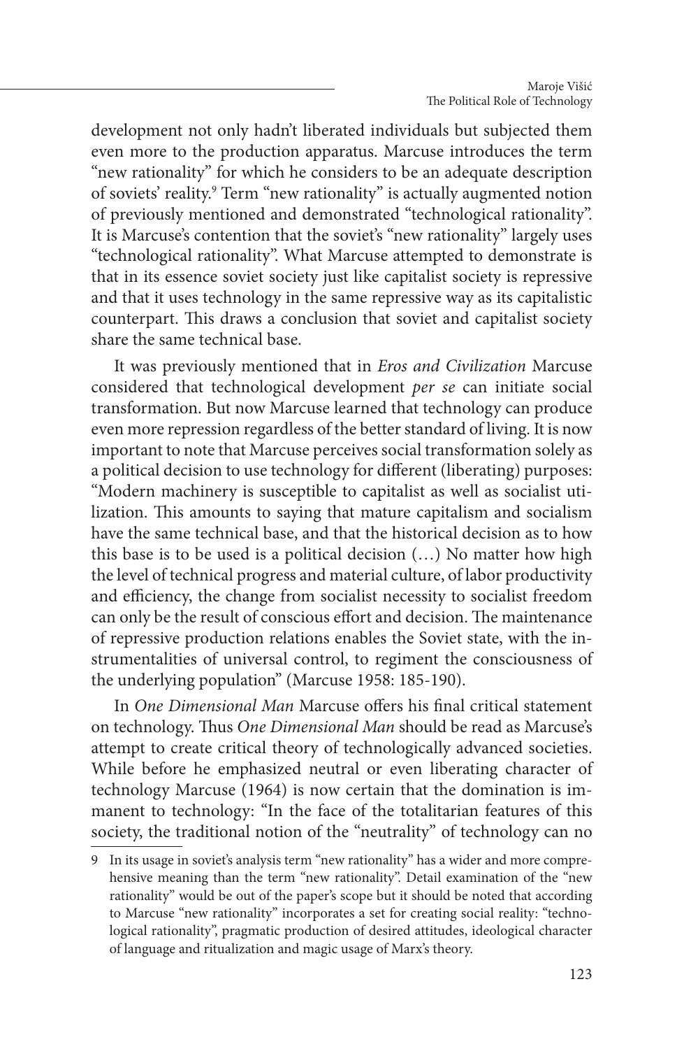development not only hadn't liberated individuals but subjected them even more to the production apparatus. Marcuse introduces the term "new rationality" for which he considers to be an adequate description of soviets' reality.[9] Term "new rationality" is actually augmented notion of previously mentioned and demonstrated "technological rationality". It is Marcuse's contention that the soviet's "new rationality" largely uses "technological rationality". What Marcuse attempted to demonstrate is that in its essence soviet society just like capitalist society is repressive and that it uses technology in the same repressive way as its capitalistic counterpart. This draws a conclusion that soviet and capitalist society share the same technical base.

It was previously mentioned that in *Eros and Civilization* Marcuse considered that technological development *per se* can initiate social transformation. But now Marcuse learned that technology can produce even more repression regardless of the better standard of living. It is now important to note that Marcuse perceives social transformation solely as a political decision to use technology for different (liberating) purposes: "Modern machinery is susceptible to capitalist as well as socialist utilization. This amounts to saying that mature capitalism and socialism have the same technical base, and that the historical decision as to how this base is to be used is a political decision (…) No matter how high the level of technical progress and material culture, of labor productivity and efficiency, the change from socialist necessity to socialist freedom can only be the result of conscious effort and decision. The maintenance of repressive production relations enables the Soviet state, with the instrumentalities of universal control, to regiment the consciousness of the underlying population" (Marcuse 1958: 185-190).

In *One Dimensional Man* Marcuse offers his final critical statement on technology. Thus *One Dimensional Man* should be read as Marcuse's attempt to create critical theory of technologically advanced societies. While before he emphasized neutral or even liberating character of technology Marcuse (1964) is now certain that the domination is immanent to technology: "In the face of the totalitarian features of this society, the traditional notion of the "neutrality" of technology can no

9 In its usage in soviet's analysis term "new rationality" has a wider and more comprehensive meaning than the term "new rationality". Detail examination of the "new rationality" would be out of the paper's scope but it should be noted that according to Marcuse "new rationality" incorporates a set for creating social reality: "technological rationality", pragmatic production of desired attitudes, ideological character of language and ritualization and magic usage of Marx's theory.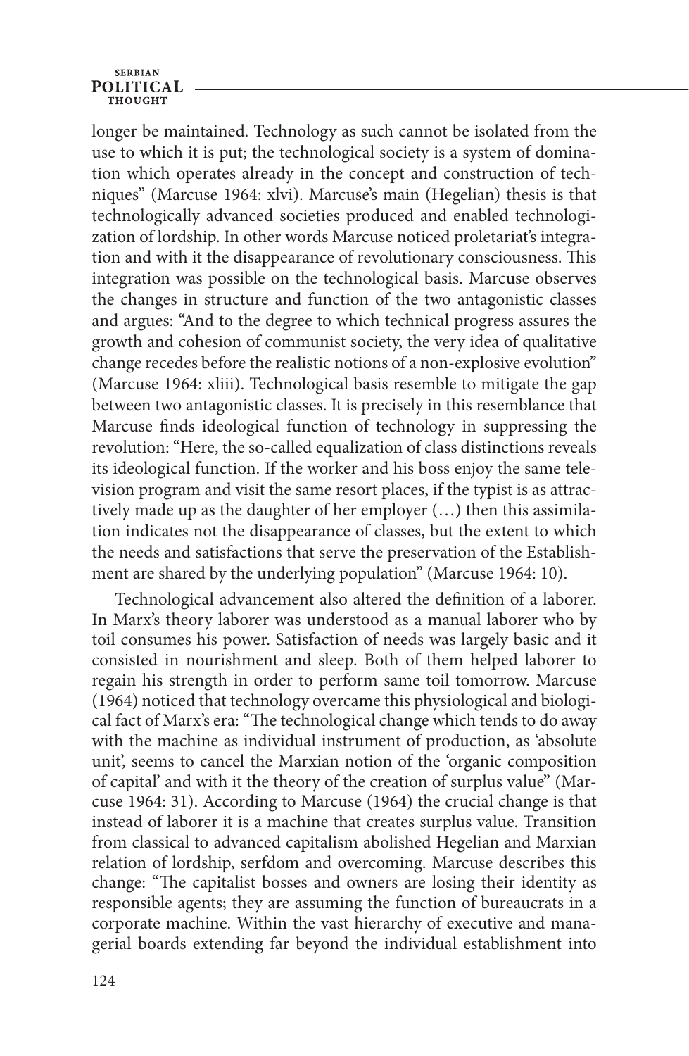longer be maintained. Technology as such cannot be isolated from the use to which it is put; the technological society is a system of domination which operates already in the concept and construction of techniques" (Marcuse 1964: xlvi). Marcuse's main (Hegelian) thesis is that technologically advanced societies produced and enabled technologization of lordship. In other words Marcuse noticed proletariat's integration and with it the disappearance of revolutionary consciousness. This integration was possible on the technological basis. Marcuse observes the changes in structure and function of the two antagonistic classes and argues: "And to the degree to which technical progress assures the growth and cohesion of communist society, the very idea of qualitative change recedes before the realistic notions of a non-explosive evolution" (Marcuse 1964: xliii). Technological basis resemble to mitigate the gap between two antagonistic classes. It is precisely in this resemblance that Marcuse finds ideological function of technology in suppressing the revolution: "Here, the so-called equalization of class distinctions reveals its ideological function. If the worker and his boss enjoy the same television program and visit the same resort places, if the typist is as attractively made up as the daughter of her employer (…) then this assimilation indicates not the disappearance of classes, but the extent to which the needs and satisfactions that serve the preservation of the Establishment are shared by the underlying population" (Marcuse 1964: 10).

Technological advancement also altered the definition of a laborer. In Marx's theory laborer was understood as a manual laborer who by toil consumes his power. Satisfaction of needs was largely basic and it consisted in nourishment and sleep. Both of them helped laborer to regain his strength in order to perform same toil tomorrow. Marcuse (1964) noticed that technology overcame this physiological and biological fact of Marx's era: "The technological change which tends to do away with the machine as individual instrument of production, as 'absolute unit', seems to cancel the Marxian notion of the 'organic composition of capital' and with it the theory of the creation of surplus value" (Marcuse 1964: 31). According to Marcuse (1964) the crucial change is that instead of laborer it is a machine that creates surplus value. Transition from classical to advanced capitalism abolished Hegelian and Marxian relation of lordship, serfdom and overcoming. Marcuse describes this change: "The capitalist bosses and owners are losing their identity as responsible agents; they are assuming the function of bureaucrats in a corporate machine. Within the vast hierarchy of executive and managerial boards extending far beyond the individual establishment into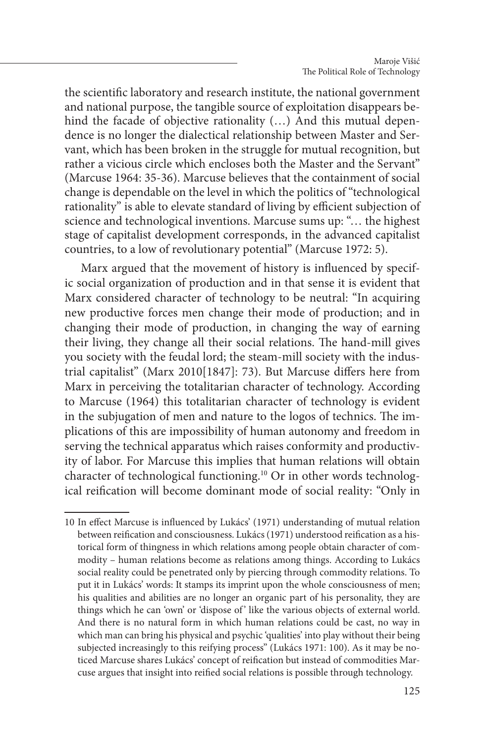the scientific laboratory and research institute, the national government and national purpose, the tangible source of exploitation disappears behind the facade of objective rationality (…) And this mutual dependence is no longer the dialectical relationship between Master and Servant, which has been broken in the struggle for mutual recognition, but rather a vicious circle which encloses both the Master and the Servant" (Marcuse 1964: 35-36). Marcuse believes that the containment of social change is dependable on the level in which the politics of "technological rationality" is able to elevate standard of living by efficient subjection of science and technological inventions. Marcuse sums up: "… the highest stage of capitalist development corresponds, in the advanced capitalist countries, to a low of revolutionary potential" (Marcuse 1972: 5).

Marx argued that the movement of history is influenced by specific social organization of production and in that sense it is evident that Marx considered character of technology to be neutral: "In acquiring new productive forces men change their mode of production; and in changing their mode of production, in changing the way of earning their living, they change all their social relations. The hand-mill gives you society with the feudal lord; the steam-mill society with the industrial capitalist" (Marx 2010[1847]: 73). But Marcuse differs here from Marx in perceiving the totalitarian character of technology. According to Marcuse (1964) this totalitarian character of technology is evident in the subjugation of men and nature to the logos of technics. The implications of this are impossibility of human autonomy and freedom in serving the technical apparatus which raises conformity and productivity of labor. For Marcuse this implies that human relations will obtain character of technological functioning.[10] Or in other words technological reification will become dominant mode of social reality: "Only in

---

10 In effect Marcuse is influenced by Lukács' (1971) understanding of mutual relation between reification and consciousness. Lukács (1971) understood reification as a historical form of thingness in which relations among people obtain character of commodity – human relations become as relations among things. According to Lukács social reality could be penetrated only by piercing through commodity relations. To put it in Lukács' words: It stamps its imprint upon the whole consciousness of men; his qualities and abilities are no longer an organic part of his personality, they are things which he can 'own' or 'dispose of' like the various objects of external world. And there is no natural form in which human relations could be cast, no way in which man can bring his physical and psychic 'qualities' into play without their being subjected increasingly to this reifying process" (Lukács 1971: 100). As it may be noticed Marcuse shares Lukács' concept of reification but instead of commodities Marcuse argues that insight into reified social relations is possible through technology.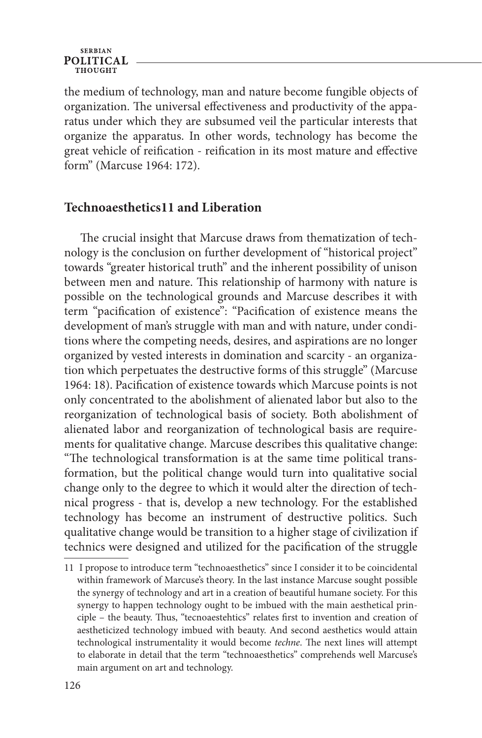the medium of technology, man and nature become fungible objects of organization. The universal effectiveness and productivity of the apparatus under which they are subsumed veil the particular interests that organize the apparatus. In other words, technology has become the great vehicle of reification - reification in its most mature and effective form" (Marcuse 1964: 172).

## Technoaesthetics[11] and Liberation

The crucial insight that Marcuse draws from thematization of technology is the conclusion on further development of "historical project" towards "greater historical truth" and the inherent possibility of unison between men and nature. This relationship of harmony with nature is possible on the technological grounds and Marcuse describes it with term "pacification of existence": "Pacification of existence means the development of man's struggle with man and with nature, under conditions where the competing needs, desires, and aspirations are no longer organized by vested interests in domination and scarcity - an organization which perpetuates the destructive forms of this struggle" (Marcuse 1964: 18). Pacification of existence towards which Marcuse points is not only concentrated to the abolishment of alienated labor but also to the reorganization of technological basis of society. Both abolishment of alienated labor and reorganization of technological basis are requirements for qualitative change. Marcuse describes this qualitative change: "The technological transformation is at the same time political transformation, but the political change would turn into qualitative social change only to the degree to which it would alter the direction of technical progress - that is, develop a new technology. For the established technology has become an instrument of destructive politics. Such qualitative change would be transition to a higher stage of civilization if technics were designed and utilized for the pacification of the struggle

---

11 I propose to introduce term "technoaesthetics" since I consider it to be coincidental within framework of Marcuse's theory. In the last instance Marcuse sought possible the synergy of technology and art in a creation of beautiful humane society. For this synergy to happen technology ought to be imbued with the main aesthetical principle – the beauty. Thus, "tecnoaestehtics" relates first to invention and creation of aestheticized technology imbued with beauty. And second aesthetics would attain technological instrumentality it would become *techne*. The next lines will attempt to elaborate in detail that the term "technoaesthetics" comprehends well Marcuse's main argument on art and technology.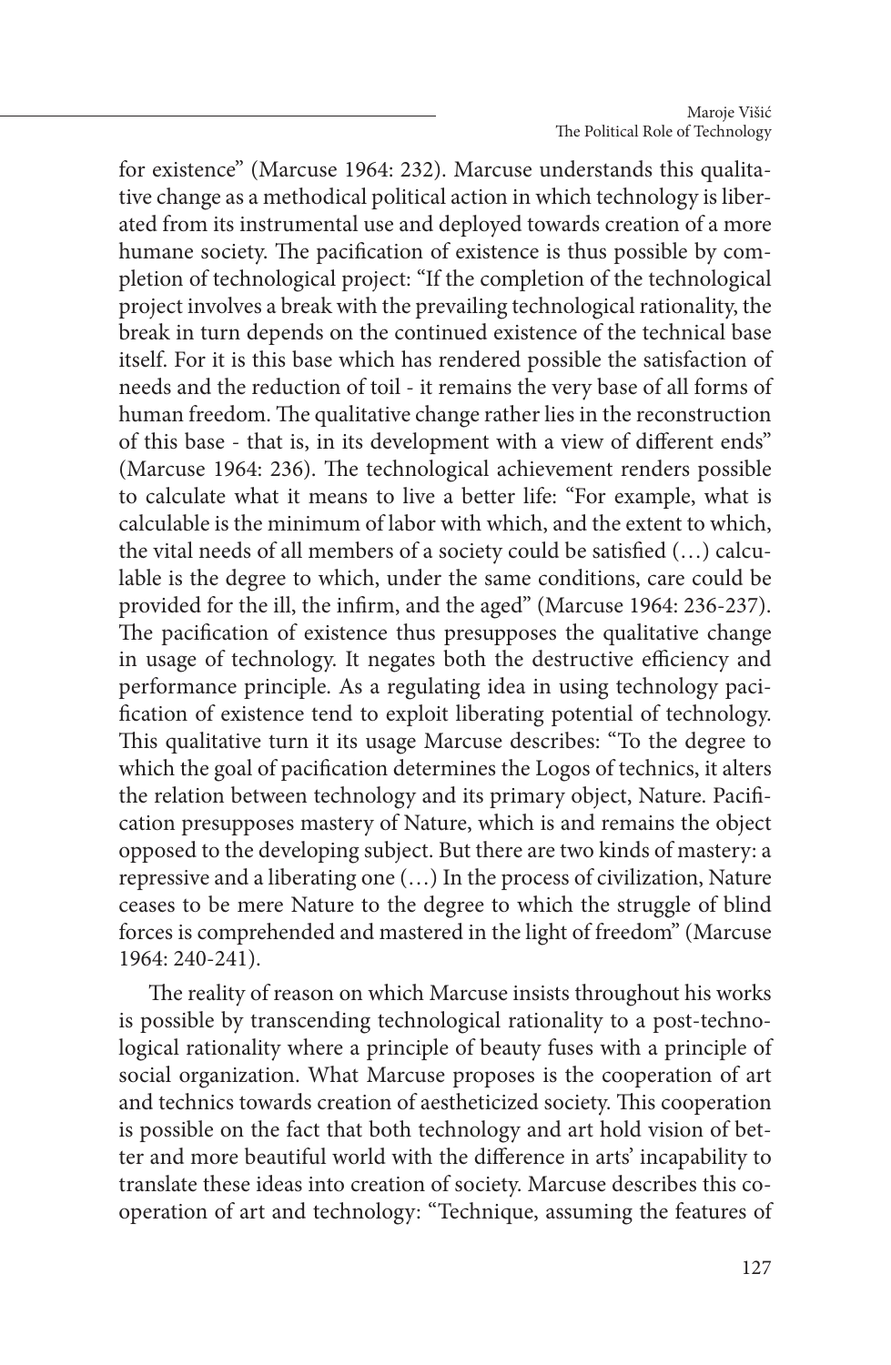for existence" (Marcuse 1964: 232). Marcuse understands this qualitative change as a methodical political action in which technology is liberated from its instrumental use and deployed towards creation of a more humane society. The pacification of existence is thus possible by completion of technological project: "If the completion of the technological project involves a break with the prevailing technological rationality, the break in turn depends on the continued existence of the technical base itself. For it is this base which has rendered possible the satisfaction of needs and the reduction of toil - it remains the very base of all forms of human freedom. The qualitative change rather lies in the reconstruction of this base - that is, in its development with a view of different ends" (Marcuse 1964: 236). The technological achievement renders possible to calculate what it means to live a better life: "For example, what is calculable is the minimum of labor with which, and the extent to which, the vital needs of all members of a society could be satisfied (…) calculable is the degree to which, under the same conditions, care could be provided for the ill, the infirm, and the aged" (Marcuse 1964: 236-237). The pacification of existence thus presupposes the qualitative change in usage of technology. It negates both the destructive efficiency and performance principle. As a regulating idea in using technology pacification of existence tend to exploit liberating potential of technology. This qualitative turn it its usage Marcuse describes: "To the degree to which the goal of pacification determines the Logos of technics, it alters the relation between technology and its primary object, Nature. Pacification presupposes mastery of Nature, which is and remains the object opposed to the developing subject. But there are two kinds of mastery: a repressive and a liberating one (…) In the process of civilization, Nature ceases to be mere Nature to the degree to which the struggle of blind forces is comprehended and mastered in the light of freedom" (Marcuse 1964: 240-241).

The reality of reason on which Marcuse insists throughout his works is possible by transcending technological rationality to a post-technological rationality where a principle of beauty fuses with a principle of social organization. What Marcuse proposes is the cooperation of art and technics towards creation of aestheticized society. This cooperation is possible on the fact that both technology and art hold vision of better and more beautiful world with the difference in arts' incapability to translate these ideas into creation of society. Marcuse describes this cooperation of art and technology: "Technique, assuming the features of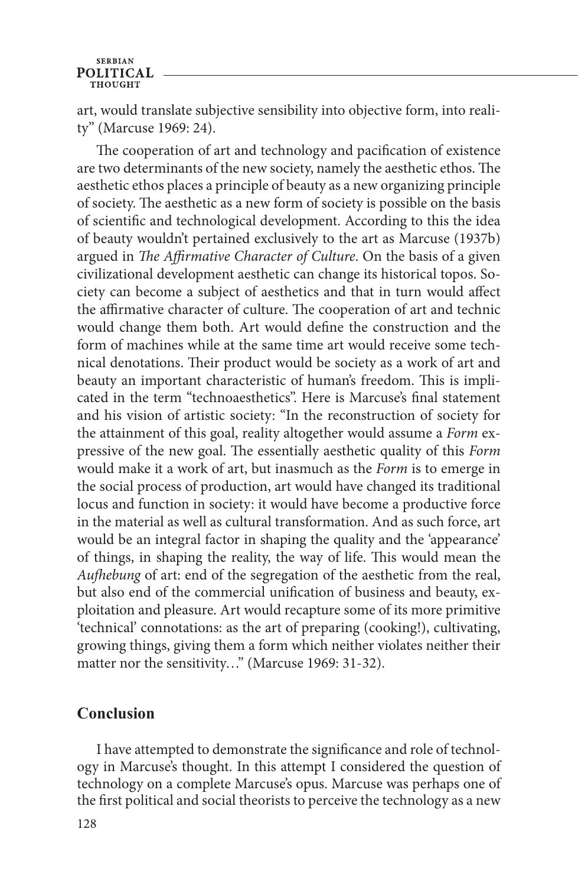art, would translate subjective sensibility into objective form, into reality" (Marcuse 1969: 24).

The cooperation of art and technology and pacification of existence are two determinants of the new society, namely the aesthetic ethos. The aesthetic ethos places a principle of beauty as a new organizing principle of society. The aesthetic as a new form of society is possible on the basis of scientific and technological development. According to this the idea of beauty wouldn't pertained exclusively to the art as Marcuse (1937b) argued in *The Affirmative Character of Culture*. On the basis of a given civilizational development aesthetic can change its historical topos. Society can become a subject of aesthetics and that in turn would affect the affirmative character of culture. The cooperation of art and technic would change them both. Art would define the construction and the form of machines while at the same time art would receive some technical denotations. Their product would be society as a work of art and beauty an important characteristic of human's freedom. This is implicated in the term "technoaesthetics". Here is Marcuse's final statement and his vision of artistic society: "In the reconstruction of society for the attainment of this goal, reality altogether would assume a *Form* expressive of the new goal. The essentially aesthetic quality of this *Form* would make it a work of art, but inasmuch as the *Form* is to emerge in the social process of production, art would have changed its traditional locus and function in society: it would have become a productive force in the material as well as cultural transformation. And as such force, art would be an integral factor in shaping the quality and the 'appearance' of things, in shaping the reality, the way of life. This would mean the *Aufhebung* of art: end of the segregation of the aesthetic from the real, but also end of the commercial unification of business and beauty, exploitation and pleasure. Art would recapture some of its more primitive 'technical' connotations: as the art of preparing (cooking!), cultivating, growing things, giving them a form which neither violates neither their matter nor the sensitivity…" (Marcuse 1969: 31-32).

## Conclusion

I have attempted to demonstrate the significance and role of technology in Marcuse's thought. In this attempt I considered the question of technology on a complete Marcuse's opus. Marcuse was perhaps one of the first political and social theorists to perceive the technology as a new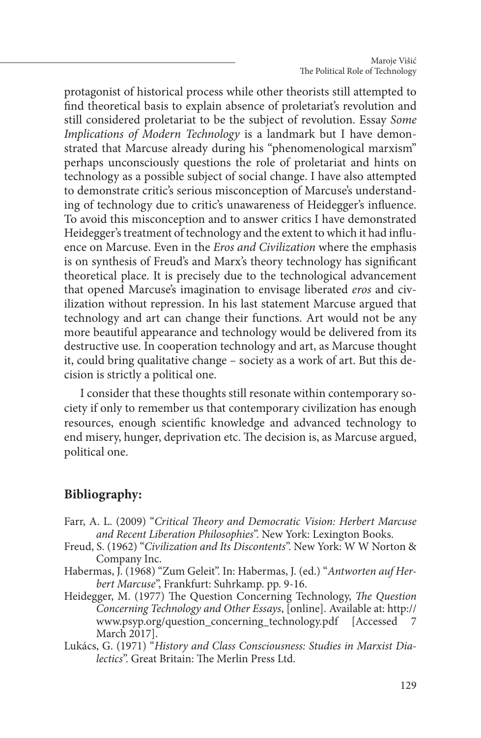protagonist of historical process while other theorists still attempted to find theoretical basis to explain absence of proletariat's revolution and still considered proletariat to be the subject of revolution. Essay *Some Implications of Modern Technology* is a landmark but I have demonstrated that Marcuse already during his "phenomenological marxism" perhaps unconsciously questions the role of proletariat and hints on technology as a possible subject of social change. I have also attempted to demonstrate critic's serious misconception of Marcuse's understanding of technology due to critic's unawareness of Heidegger's influence. To avoid this misconception and to answer critics I have demonstrated Heidegger's treatment of technology and the extent to which it had influence on Marcuse. Even in the *Eros and Civilization* where the emphasis is on synthesis of Freud's and Marx's theory technology has significant theoretical place. It is precisely due to the technological advancement that opened Marcuse's imagination to envisage liberated *eros* and civilization without repression. In his last statement Marcuse argued that technology and art can change their functions. Art would not be any more beautiful appearance and technology would be delivered from its destructive use. In cooperation technology and art, as Marcuse thought it, could bring qualitative change – society as a work of art. But this decision is strictly a political one.

I consider that these thoughts still resonate within contemporary society if only to remember us that contemporary civilization has enough resources, enough scientific knowledge and advanced technology to end misery, hunger, deprivation etc. The decision is, as Marcuse argued, political one.

## Bibliography:

Farr, A. L. (2009) "*Critical Theory and Democratic Vision: Herbert Marcuse and Recent Liberation Philosophies*". New York: Lexington Books.

Freud, S. (1962) "*Civilization and Its Discontents*". New York: W W Norton & Company Inc.

Habermas, J. (1968) "Zum Geleit". In: Habermas, J. (ed.) "*Antworten auf Herbert Marcuse*", Frankfurt: Suhrkamp. pp. 9-16.

Heidegger, M. (1977) The Question Concerning Technology, *The Question Concerning Technology and Other Essays*, [online]. Available at: http://www.psyp.org/question_concerning_technology.pdf [Accessed 7 March 2017].

Lukács, G. (1971) "*History and Class Consciousness: Studies in Marxist Dialectics*". Great Britain: The Merlin Press Ltd.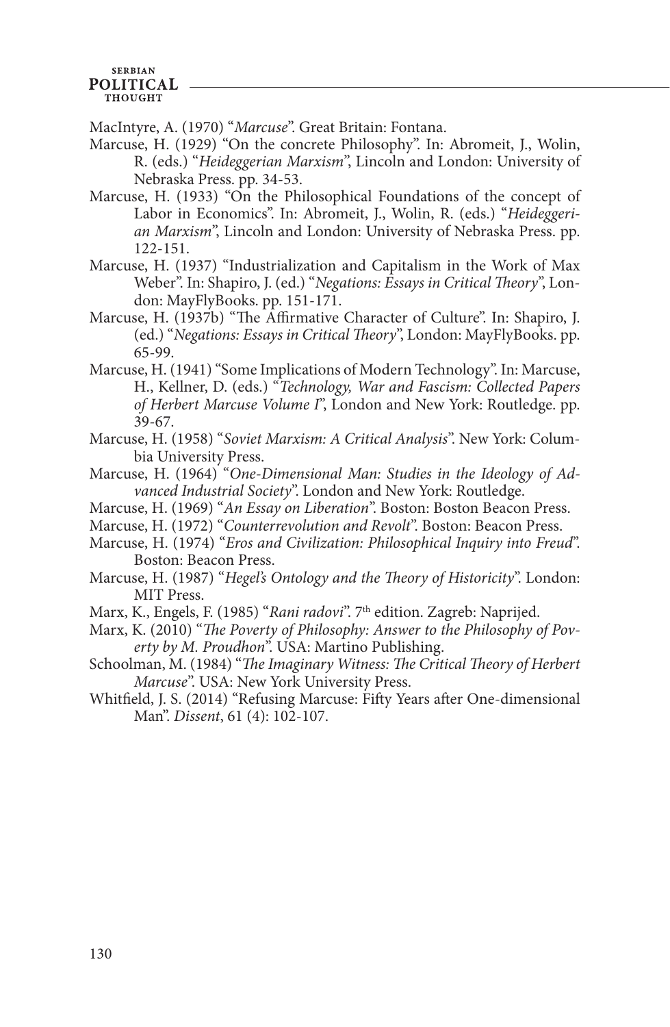MacIntyre, A. (1970) "*Marcuse*". Great Britain: Fontana.

Marcuse, H. (1929) "On the concrete Philosophy". In: Abromeit, J., Wolin, R. (eds.) "*Heideggerian Marxism*", Lincoln and London: University of Nebraska Press. pp. 34-53.

Marcuse, H. (1933) "On the Philosophical Foundations of the concept of Labor in Economics". In: Abromeit, J., Wolin, R. (eds.) "*Heideggerian Marxism*", Lincoln and London: University of Nebraska Press. pp. 122-151.

Marcuse, H. (1937) "Industrialization and Capitalism in the Work of Max Weber". In: Shapiro, J. (ed.) "*Negations: Essays in Critical Theory*", London: MayFlyBooks. pp. 151-171.

Marcuse, H. (1937b) "The Affirmative Character of Culture". In: Shapiro, J. (ed.) "*Negations: Essays in Critical Theory*", London: MayFlyBooks. pp. 65-99.

Marcuse, H. (1941) "Some Implications of Modern Technology". In: Marcuse, H., Kellner, D. (eds.) "*Technology, War and Fascism: Collected Papers of Herbert Marcuse Volume I*", London and New York: Routledge. pp. 39-67.

Marcuse, H. (1958) "*Soviet Marxism: A Critical Analysis*". New York: Columbia University Press.

Marcuse, H. (1964) "*One-Dimensional Man: Studies in the Ideology of Advanced Industrial Society*". London and New York: Routledge.

Marcuse, H. (1969) "*An Essay on Liberation*". Boston: Boston Beacon Press.

Marcuse, H. (1972) "*Counterrevolution and Revolt*". Boston: Beacon Press.

Marcuse, H. (1974) "*Eros and Civilization: Philosophical Inquiry into Freud*". Boston: Beacon Press.

Marcuse, H. (1987) "*Hegel's Ontology and the Theory of Historicity*". London: MIT Press.

Marx, K., Engels, F. (1985) "*Rani radovi*". 7th edition. Zagreb: Naprijed.

Marx, K. (2010) "*The Poverty of Philosophy: Answer to the Philosophy of Poverty by M. Proudhon*". USA: Martino Publishing.

Schoolman, M. (1984) "*The Imaginary Witness: The Critical Theory of Herbert Marcuse*". USA: New York University Press.

Whitfield, J. S. (2014) "Refusing Marcuse: Fifty Years after One-dimensional Man". *Dissent*, 61 (4): 102-107.